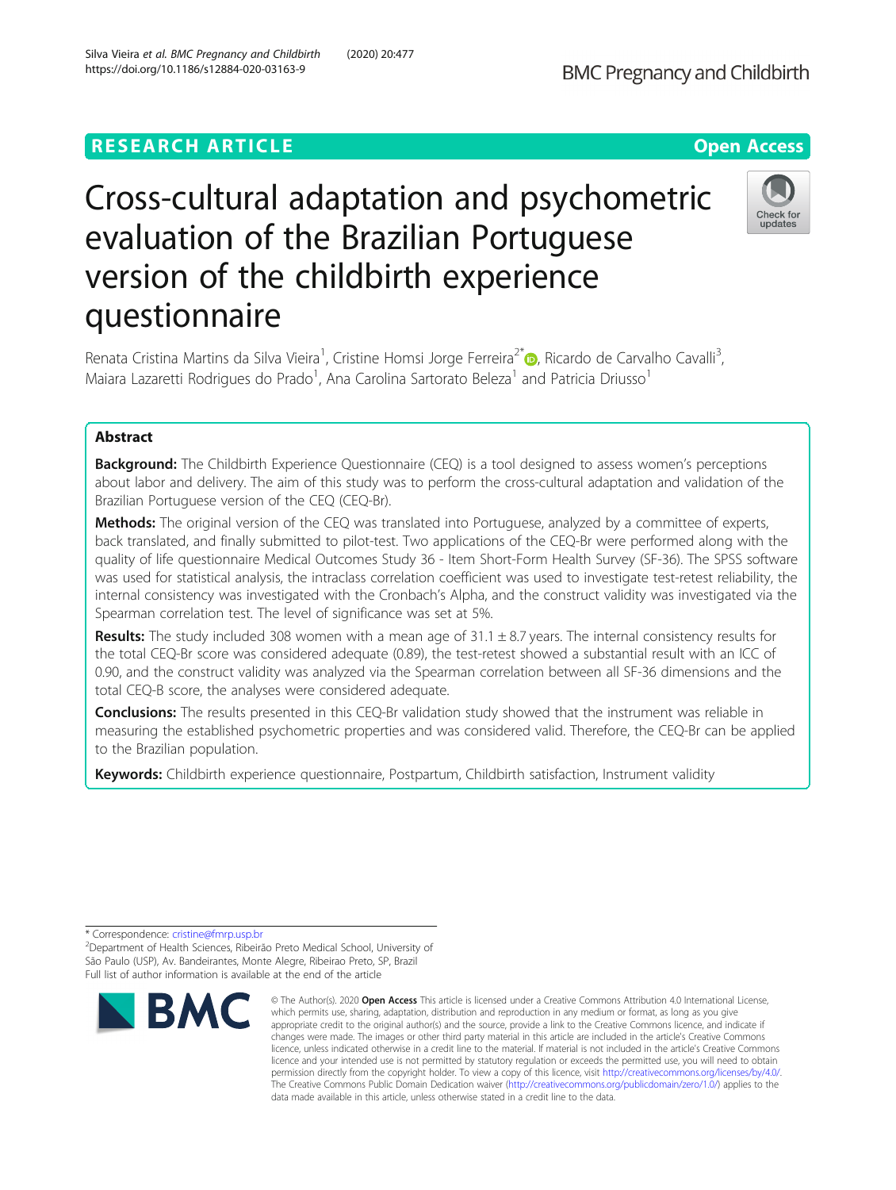RESEARCH ARTICLE

Open Access

# Cross-cultural adaptation and psychometric evaluation of the Brazilian Portuguese version of the childbirth experience questionnaire

Renata Cristina Martins da Silva Vieira[1], Cristine Homsi Jorge Ferreira[2*], Ricardo de Carvalho Cavalli[3], Maiara Lazaretti Rodrigues do Prado[1], Ana Carolina Sartorato Beleza[1] and Patricia Driusso[1]

## Abstract

**Background:** The Childbirth Experience Questionnaire (CEQ) is a tool designed to assess women's perceptions about labor and delivery. The aim of this study was to perform the cross-cultural adaptation and validation of the Brazilian Portuguese version of the CEQ (CEQ-Br).

**Methods:** The original version of the CEQ was translated into Portuguese, analyzed by a committee of experts, back translated, and finally submitted to pilot-test. Two applications of the CEQ-Br were performed along with the quality of life questionnaire Medical Outcomes Study 36 - Item Short-Form Health Survey (SF-36). The SPSS software was used for statistical analysis, the intraclass correlation coefficient was used to investigate test-retest reliability, the internal consistency was investigated with the Cronbach's Alpha, and the construct validity was investigated via the Spearman correlation test. The level of significance was set at 5%.

**Results:** The study included 308 women with a mean age of 31.1 ± 8.7 years. The internal consistency results for the total CEQ-Br score was considered adequate (0.89), the test-retest showed a substantial result with an ICC of 0.90, and the construct validity was analyzed via the Spearman correlation between all SF-36 dimensions and the total CEQ-B score, the analyses were considered adequate.

**Conclusions:** The results presented in this CEQ-Br validation study showed that the instrument was reliable in measuring the established psychometric properties and was considered valid. Therefore, the CEQ-Br can be applied to the Brazilian population.

**Keywords:** Childbirth experience questionnaire, Postpartum, Childbirth satisfaction, Instrument validity

---

* Correspondence: cristine@fmrp.usp.br
[2]Department of Health Sciences, Ribeirão Preto Medical School, University of São Paulo (USP), Av. Bandeirantes, Monte Alegre, Ribeirao Preto, SP, Brazil
Full list of author information is available at the end of the article

© The Author(s). 2020 **Open Access** This article is licensed under a Creative Commons Attribution 4.0 International License, which permits use, sharing, adaptation, distribution and reproduction in any medium or format, as long as you give appropriate credit to the original author(s) and the source, provide a link to the Creative Commons licence, and indicate if changes were made. The images or other third party material in this article are included in the article's Creative Commons licence, unless indicated otherwise in a credit line to the material. If material is not included in the article's Creative Commons licence and your intended use is not permitted by statutory regulation or exceeds the permitted use, you will need to obtain permission directly from the copyright holder. To view a copy of this licence, visit http://creativecommons.org/licenses/by/4.0/. The Creative Commons Public Domain Dedication waiver (http://creativecommons.org/publicdomain/zero/1.0/) applies to the data made available in this article, unless otherwise stated in a credit line to the data.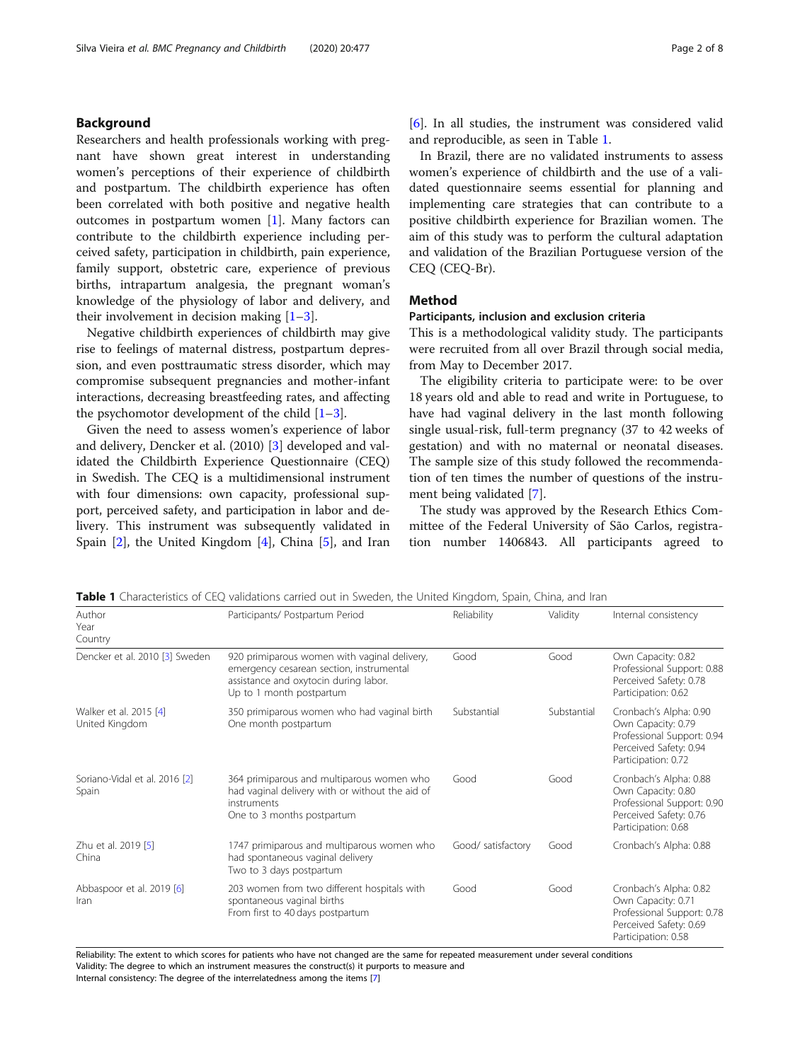## Background

Researchers and health professionals working with pregnant have shown great interest in understanding women's perceptions of their experience of childbirth and postpartum. The childbirth experience has often been correlated with both positive and negative health outcomes in postpartum women [1]. Many factors can contribute to the childbirth experience including perceived safety, participation in childbirth, pain experience, family support, obstetric care, experience of previous births, intrapartum analgesia, the pregnant woman's knowledge of the physiology of labor and delivery, and their involvement in decision making [1–3].

Negative childbirth experiences of childbirth may give rise to feelings of maternal distress, postpartum depression, and even posttraumatic stress disorder, which may compromise subsequent pregnancies and mother-infant interactions, decreasing breastfeeding rates, and affecting the psychomotor development of the child [1–3].

Given the need to assess women's experience of labor and delivery, Dencker et al. (2010) [3] developed and validated the Childbirth Experience Questionnaire (CEQ) in Swedish. The CEQ is a multidimensional instrument with four dimensions: own capacity, professional support, perceived safety, and participation in labor and delivery. This instrument was subsequently validated in Spain [2], the United Kingdom [4], China [5], and Iran [6]. In all studies, the instrument was considered valid and reproducible, as seen in Table 1.

In Brazil, there are no validated instruments to assess women's experience of childbirth and the use of a validated questionnaire seems essential for planning and implementing care strategies that can contribute to a positive childbirth experience for Brazilian women. The aim of this study was to perform the cultural adaptation and validation of the Brazilian Portuguese version of the CEQ (CEQ-Br).

## Method

### Participants, inclusion and exclusion criteria

This is a methodological validity study. The participants were recruited from all over Brazil through social media, from May to December 2017.

The eligibility criteria to participate were: to be over 18 years old and able to read and write in Portuguese, to have had vaginal delivery in the last month following single usual-risk, full-term pregnancy (37 to 42 weeks of gestation) and with no maternal or neonatal diseases. The sample size of this study followed the recommendation of ten times the number of questions of the instrument being validated [7].

The study was approved by the Research Ethics Committee of the Federal University of São Carlos, registration number 1406843. All participants agreed to

**Table 1** Characteristics of CEQ validations carried out in Sweden, the United Kingdom, Spain, China, and Iran

| Author Year Country | Participants/ Postpartum Period | Reliability | Validity | Internal consistency |
|---|---|---|---|---|
| Dencker et al. 2010 [3] Sweden | 920 primiparous women with vaginal delivery, emergency cesarean section, instrumental assistance and oxytocin during labor. Up to 1 month postpartum | Good | Good | Own Capacity: 0.82<br>Professional Support: 0.88<br>Perceived Safety: 0.78<br>Participation: 0.62 |
| Walker et al. 2015 [4] United Kingdom | 350 primiparous women who had vaginal birth One month postpartum | Substantial | Substantial | Cronbach's Alpha: 0.90<br>Own Capacity: 0.79<br>Professional Support: 0.94<br>Perceived Safety: 0.94<br>Participation: 0.72 |
| Soriano-Vidal et al. 2016 [2] Spain | 364 primiparous and multiparous women who had vaginal delivery with or without the aid of instruments One to 3 months postpartum | Good | Good | Cronbach's Alpha: 0.88<br>Own Capacity: 0.80<br>Professional Support: 0.90<br>Perceived Safety: 0.76<br>Participation: 0.68 |
| Zhu et al. 2019 [5] China | 1747 primiparous and multiparous women who had spontaneous vaginal delivery Two to 3 days postpartum | Good/ satisfactory | Good | Cronbach's Alpha: 0.88 |
| Abbaspoor et al. 2019 [6] Iran | 203 women from two different hospitals with spontaneous vaginal births From first to 40 days postpartum | Good | Good | Cronbach's Alpha: 0.82<br>Own Capacity: 0.71<br>Professional Support: 0.78<br>Perceived Safety: 0.69<br>Participation: 0.58 |

Reliability: The extent to which scores for patients who have not changed are the same for repeated measurement under several conditions
Validity: The degree to which an instrument measures the construct(s) it purports to measure and
Internal consistency: The degree of the interrelatedness among the items [7]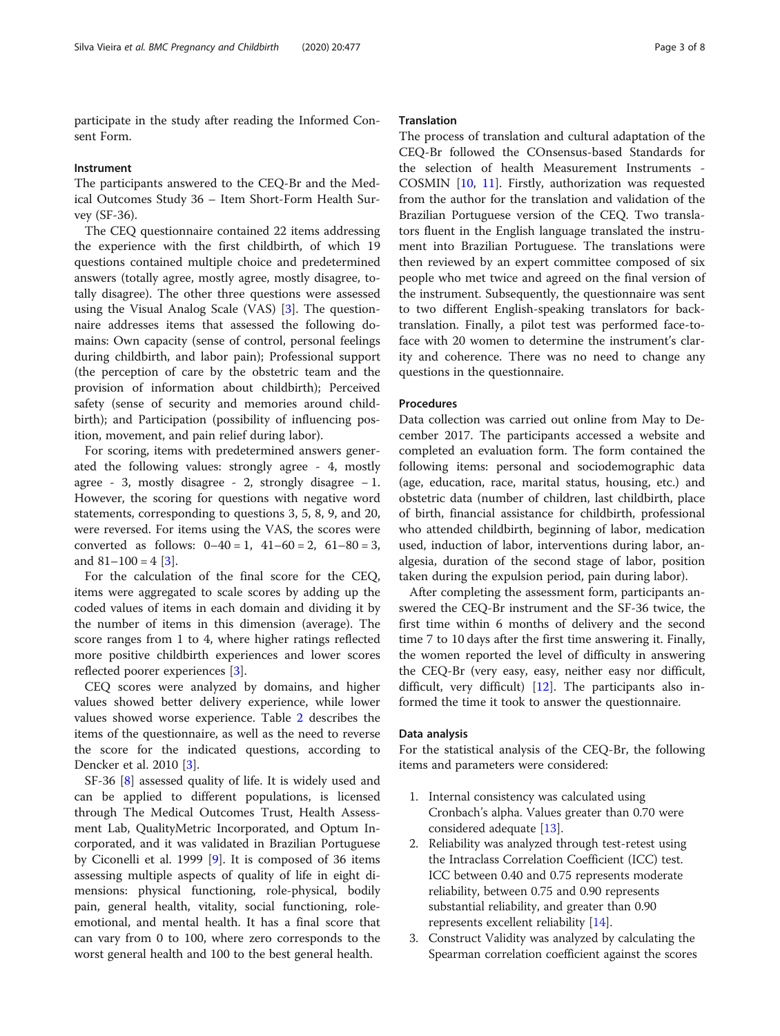participate in the study after reading the Informed Consent Form.

### Instrument

The participants answered to the CEQ-Br and the Medical Outcomes Study 36 – Item Short-Form Health Survey (SF-36).

The CEQ questionnaire contained 22 items addressing the experience with the first childbirth, of which 19 questions contained multiple choice and predetermined answers (totally agree, mostly agree, mostly disagree, totally disagree). The other three questions were assessed using the Visual Analog Scale (VAS) [3]. The questionnaire addresses items that assessed the following domains: Own capacity (sense of control, personal feelings during childbirth, and labor pain); Professional support (the perception of care by the obstetric team and the provision of information about childbirth); Perceived safety (sense of security and memories around childbirth); and Participation (possibility of influencing position, movement, and pain relief during labor).

For scoring, items with predetermined answers generated the following values: strongly agree - 4, mostly agree - 3, mostly disagree - 2, strongly disagree – 1. However, the scoring for questions with negative word statements, corresponding to questions 3, 5, 8, 9, and 20, were reversed. For items using the VAS, the scores were converted as follows: 0–40 = 1, 41–60 = 2, 61–80 = 3, and 81–100 = 4 [3].

For the calculation of the final score for the CEQ, items were aggregated to scale scores by adding up the coded values of items in each domain and dividing it by the number of items in this dimension (average). The score ranges from 1 to 4, where higher ratings reflected more positive childbirth experiences and lower scores reflected poorer experiences [3].

CEQ scores were analyzed by domains, and higher values showed better delivery experience, while lower values showed worse experience. Table 2 describes the items of the questionnaire, as well as the need to reverse the score for the indicated questions, according to Dencker et al. 2010 [3].

SF-36 [8] assessed quality of life. It is widely used and can be applied to different populations, is licensed through The Medical Outcomes Trust, Health Assessment Lab, QualityMetric Incorporated, and Optum Incorporated, and it was validated in Brazilian Portuguese by Ciconelli et al. 1999 [9]. It is composed of 36 items assessing multiple aspects of quality of life in eight dimensions: physical functioning, role-physical, bodily pain, general health, vitality, social functioning, role-emotional, and mental health. It has a final score that can vary from 0 to 100, where zero corresponds to the worst general health and 100 to the best general health.

### Translation

The process of translation and cultural adaptation of the CEQ-Br followed the COnsensus-based Standards for the selection of health Measurement Instruments - COSMIN [10, 11]. Firstly, authorization was requested from the author for the translation and validation of the Brazilian Portuguese version of the CEQ. Two translators fluent in the English language translated the instrument into Brazilian Portuguese. The translations were then reviewed by an expert committee composed of six people who met twice and agreed on the final version of the instrument. Subsequently, the questionnaire was sent to two different English-speaking translators for back-translation. Finally, a pilot test was performed face-to-face with 20 women to determine the instrument's clarity and coherence. There was no need to change any questions in the questionnaire.

### Procedures

Data collection was carried out online from May to December 2017. The participants accessed a website and completed an evaluation form. The form contained the following items: personal and sociodemographic data (age, education, race, marital status, housing, etc.) and obstetric data (number of children, last childbirth, place of birth, financial assistance for childbirth, professional who attended childbirth, beginning of labor, medication used, induction of labor, interventions during labor, analgesia, duration of the second stage of labor, position taken during the expulsion period, pain during labor).

After completing the assessment form, participants answered the CEQ-Br instrument and the SF-36 twice, the first time within 6 months of delivery and the second time 7 to 10 days after the first time answering it. Finally, the women reported the level of difficulty in answering the CEQ-Br (very easy, easy, neither easy nor difficult, difficult, very difficult) [12]. The participants also informed the time it took to answer the questionnaire.

### Data analysis

For the statistical analysis of the CEQ-Br, the following items and parameters were considered:

1. Internal consistency was calculated using Cronbach's alpha. Values greater than 0.70 were considered adequate [13].
2. Reliability was analyzed through test-retest using the Intraclass Correlation Coefficient (ICC) test. ICC between 0.40 and 0.75 represents moderate reliability, between 0.75 and 0.90 represents substantial reliability, and greater than 0.90 represents excellent reliability [14].
3. Construct Validity was analyzed by calculating the Spearman correlation coefficient against the scores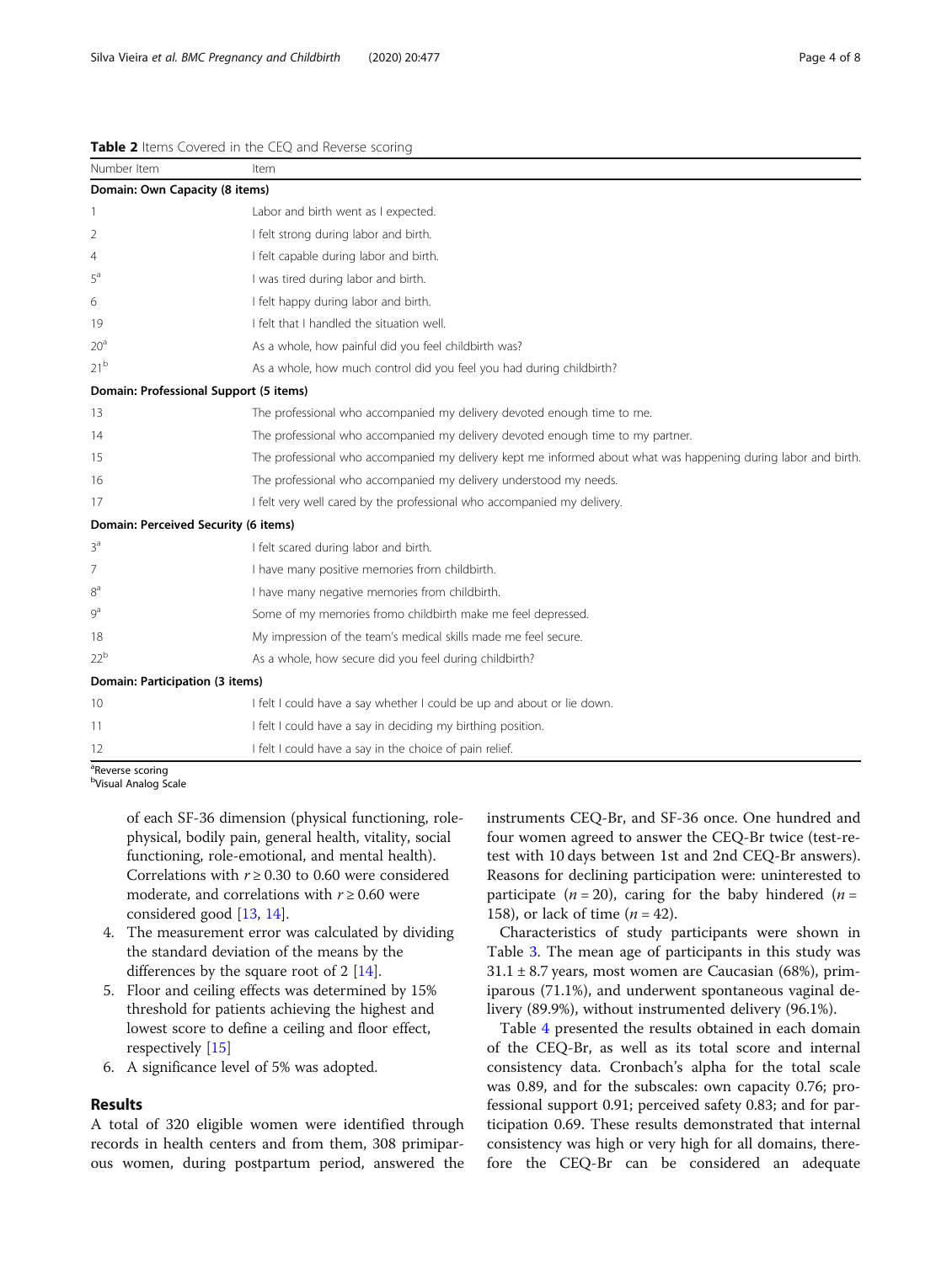**Table 2** Items Covered in the CEQ and Reverse scoring

| Number Item | Item |
|---|---|
| **Domain: Own Capacity (8 items)** | |
| 1 | Labor and birth went as I expected. |
| 2 | I felt strong during labor and birth. |
| 4 | I felt capable during labor and birth. |
| 5[a] | I was tired during labor and birth. |
| 6 | I felt happy during labor and birth. |
| 19 | I felt that I handled the situation well. |
| 20[a] | As a whole, how painful did you feel childbirth was? |
| 21[b] | As a whole, how much control did you feel you had during childbirth? |
| **Domain: Professional Support (5 items)** | |
| 13 | The professional who accompanied my delivery devoted enough time to me. |
| 14 | The professional who accompanied my delivery devoted enough time to my partner. |
| 15 | The professional who accompanied my delivery kept me informed about what was happening during labor and birth. |
| 16 | The professional who accompanied my delivery understood my needs. |
| 17 | I felt very well cared by the professional who accompanied my delivery. |
| **Domain: Perceived Security (6 items)** | |
| 3[a] | I felt scared during labor and birth. |
| 7 | I have many positive memories from childbirth. |
| 8[a] | I have many negative memories from childbirth. |
| 9[a] | Some of my memories fromo childbirth make me feel depressed. |
| 18 | My impression of the team's medical skills made me feel secure. |
| 22[b] | As a whole, how secure did you feel during childbirth? |
| **Domain: Participation (3 items)** | |
| 10 | I felt I could have a say whether I could be up and about or lie down. |
| 11 | I felt I could have a say in deciding my birthing position. |
| 12 | I felt I could have a say in the choice of pain relief. |

[a]Reverse scoring
[b]Visual Analog Scale

of each SF-36 dimension (physical functioning, role-physical, bodily pain, general health, vitality, social functioning, role-emotional, and mental health). Correlations with $r \geq 0.30$ to 0.60 were considered moderate, and correlations with $r \geq 0.60$ were considered good [13, 14].

4. The measurement error was calculated by dividing the standard deviation of the means by the differences by the square root of 2 [14].
5. Floor and ceiling effects was determined by 15% threshold for patients achieving the highest and lowest score to define a ceiling and floor effect, respectively [15]
6. A significance level of 5% was adopted.

## Results

A total of 320 eligible women were identified through records in health centers and from them, 308 primiparous women, during postpartum period, answered the instruments CEQ-Br, and SF-36 once. One hundred and four women agreed to answer the CEQ-Br twice (test-retest with 10 days between 1st and 2nd CEQ-Br answers). Reasons for declining participation were: uninterested to participate ($n = 20$), caring for the baby hindered ($n = 158$), or lack of time ($n = 42$).

Characteristics of study participants were shown in Table 3. The mean age of participants in this study was $31.1 \pm 8.7$ years, most women are Caucasian (68%), primiparous (71.1%), and underwent spontaneous vaginal delivery (89.9%), without instrumented delivery (96.1%).

Table 4 presented the results obtained in each domain of the CEQ-Br, as well as its total score and internal consistency data. Cronbach's alpha for the total scale was 0.89, and for the subscales: own capacity 0.76; professional support 0.91; perceived safety 0.83; and for participation 0.69. These results demonstrated that internal consistency was high or very high for all domains, therefore the CEQ-Br can be considered an adequate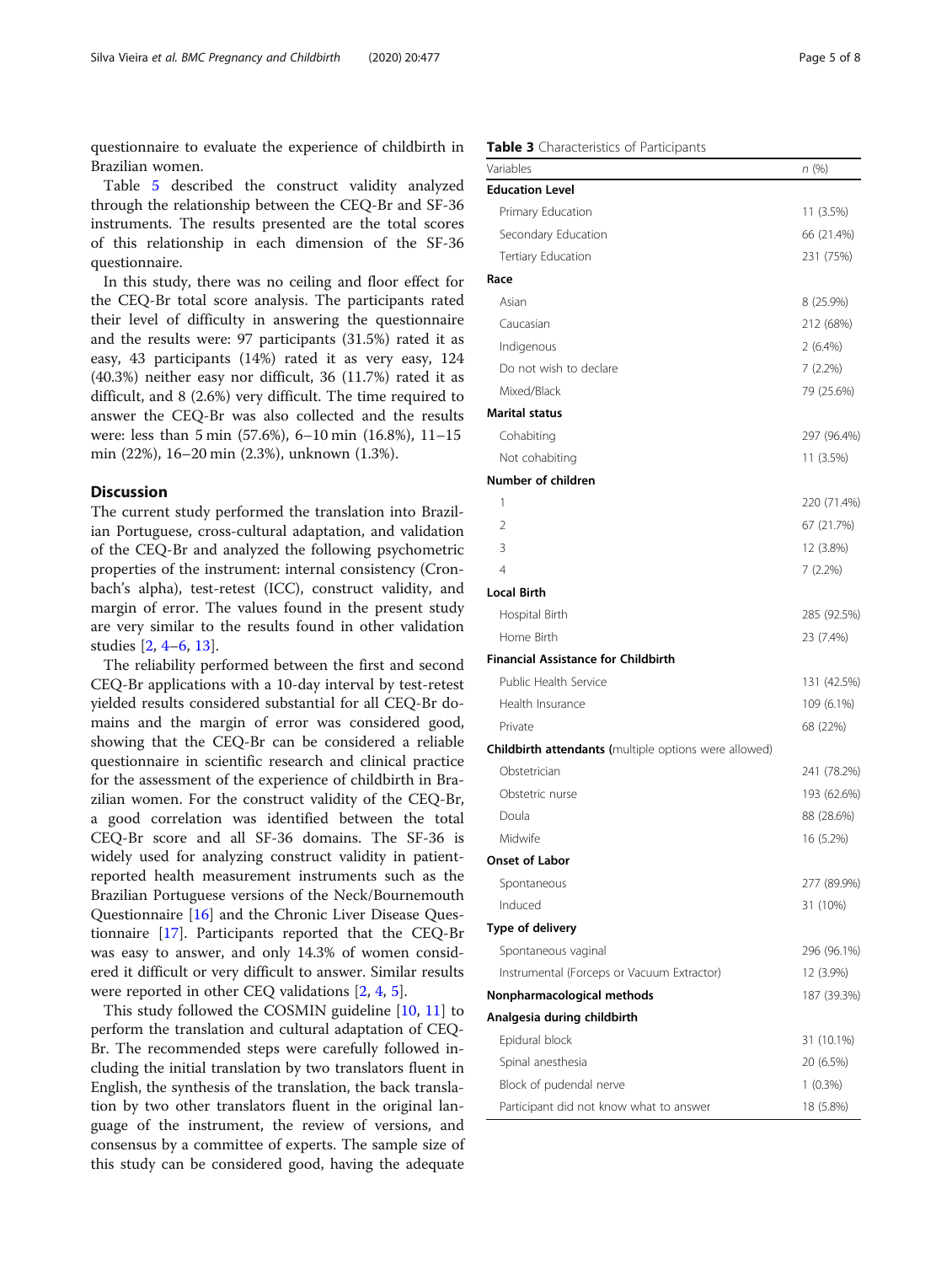questionnaire to evaluate the experience of childbirth in Brazilian women.

Table 5 described the construct validity analyzed through the relationship between the CEQ-Br and SF-36 instruments. The results presented are the total scores of this relationship in each dimension of the SF-36 questionnaire.

In this study, there was no ceiling and floor effect for the CEQ-Br total score analysis. The participants rated their level of difficulty in answering the questionnaire and the results were: 97 participants (31.5%) rated it as easy, 43 participants (14%) rated it as very easy, 124 (40.3%) neither easy nor difficult, 36 (11.7%) rated it as difficult, and 8 (2.6%) very difficult. The time required to answer the CEQ-Br was also collected and the results were: less than 5 min (57.6%), 6–10 min (16.8%), 11–15 min (22%), 16–20 min (2.3%), unknown (1.3%).

## Discussion

The current study performed the translation into Brazilian Portuguese, cross-cultural adaptation, and validation of the CEQ-Br and analyzed the following psychometric properties of the instrument: internal consistency (Cronbach's alpha), test-retest (ICC), construct validity, and margin of error. The values found in the present study are very similar to the results found in other validation studies [2, 4–6, 13].

The reliability performed between the first and second CEQ-Br applications with a 10-day interval by test-retest yielded results considered substantial for all CEQ-Br domains and the margin of error was considered good, showing that the CEQ-Br can be considered a reliable questionnaire in scientific research and clinical practice for the assessment of the experience of childbirth in Brazilian women. For the construct validity of the CEQ-Br, a good correlation was identified between the total CEQ-Br score and all SF-36 domains. The SF-36 is widely used for analyzing construct validity in patient-reported health measurement instruments such as the Brazilian Portuguese versions of the Neck/Bournemouth Questionnaire [16] and the Chronic Liver Disease Questionnaire [17]. Participants reported that the CEQ-Br was easy to answer, and only 14.3% of women considered it difficult or very difficult to answer. Similar results were reported in other CEQ validations [2, 4, 5].

This study followed the COSMIN guideline [10, 11] to perform the translation and cultural adaptation of CEQ-Br. The recommended steps were carefully followed including the initial translation by two translators fluent in English, the synthesis of the translation, the back translation by two other translators fluent in the original language of the instrument, the review of versions, and consensus by a committee of experts. The sample size of this study can be considered good, having the adequate

**Table 3** Characteristics of Participants

| Variables | *n* (%) |
|---|---|
| **Education Level** | |
| Primary Education | 11 (3.5%) |
| Secondary Education | 66 (21.4%) |
| Tertiary Education | 231 (75%) |
| **Race** | |
| Asian | 8 (25.9%) |
| Caucasian | 212 (68%) |
| Indigenous | 2 (6.4%) |
| Do not wish to declare | 7 (2.2%) |
| Mixed/Black | 79 (25.6%) |
| **Marital status** | |
| Cohabiting | 297 (96.4%) |
| Not cohabiting | 11 (3.5%) |
| **Number of children** | |
| 1 | 220 (71.4%) |
| 2 | 67 (21.7%) |
| 3 | 12 (3.8%) |
| 4 | 7 (2.2%) |
| **Local Birth** | |
| Hospital Birth | 285 (92.5%) |
| Home Birth | 23 (7.4%) |
| **Financial Assistance for Childbirth** | |
| Public Health Service | 131 (42.5%) |
| Health Insurance | 109 (6.1%) |
| Private | 68 (22%) |
| **Childbirth attendants** (multiple options were allowed) | |
| Obstetrician | 241 (78.2%) |
| Obstetric nurse | 193 (62.6%) |
| Doula | 88 (28.6%) |
| Midwife | 16 (5.2%) |
| **Onset of Labor** | |
| Spontaneous | 277 (89.9%) |
| Induced | 31 (10%) |
| **Type of delivery** | |
| Spontaneous vaginal | 296 (96.1%) |
| Instrumental (Forceps or Vacuum Extractor) | 12 (3.9%) |
| **Nonpharmacological methods** | 187 (39.3%) |
| **Analgesia during childbirth** | |
| Epidural block | 31 (10.1%) |
| Spinal anesthesia | 20 (6.5%) |
| Block of pudendal nerve | 1 (0.3%) |
| Participant did not know what to answer | 18 (5.8%) |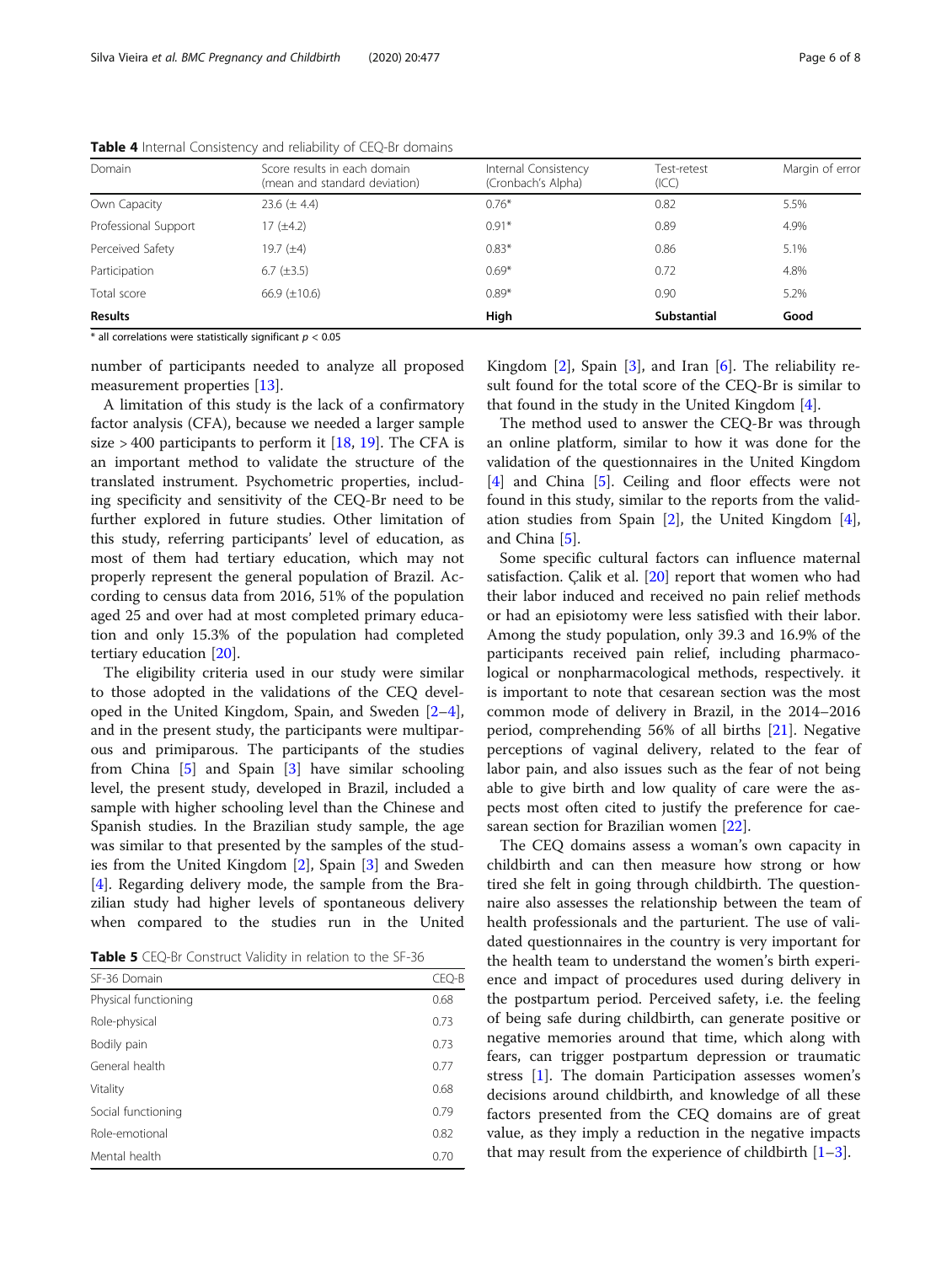**Table 4** Internal Consistency and reliability of CEQ-Br domains

| Domain | Score results in each domain (mean and standard deviation) | Internal Consistency (Cronbach's Alpha) | Test-retest (ICC) | Margin of error |
|---|---|---|---|---|
| Own Capacity | 23.6 (± 4.4) | 0.76* | 0.82 | 5.5% |
| Professional Support | 17 (±4.2) | 0.91* | 0.89 | 4.9% |
| Perceived Safety | 19.7 (±4) | 0.83* | 0.86 | 5.1% |
| Participation | 6.7 (±3.5) | 0.69* | 0.72 | 4.8% |
| Total score | 66.9 (±10.6) | 0.89* | 0.90 | 5.2% |
| **Results** | | **High** | **Substantial** | **Good** |

\* all correlations were statistically significant $p < 0.05$

number of participants needed to analyze all proposed measurement properties [13].

A limitation of this study is the lack of a confirmatory factor analysis (CFA), because we needed a larger sample size > 400 participants to perform it [18, 19]. The CFA is an important method to validate the structure of the translated instrument. Psychometric properties, including specificity and sensitivity of the CEQ-Br need to be further explored in future studies. Other limitation of this study, referring participants' level of education, as most of them had tertiary education, which may not properly represent the general population of Brazil. According to census data from 2016, 51% of the population aged 25 and over had at most completed primary education and only 15.3% of the population had completed tertiary education [20].

The eligibility criteria used in our study were similar to those adopted in the validations of the CEQ developed in the United Kingdom, Spain, and Sweden [2–4], and in the present study, the participants were multiparous and primiparous. The participants of the studies from China [5] and Spain [3] have similar schooling level, the present study, developed in Brazil, included a sample with higher schooling level than the Chinese and Spanish studies. In the Brazilian study sample, the age was similar to that presented by the samples of the studies from the United Kingdom [2], Spain [3] and Sweden [4]. Regarding delivery mode, the sample from the Brazilian study had higher levels of spontaneous delivery when compared to the studies run in the United Kingdom [2], Spain [3], and Iran [6]. The reliability result found for the total score of the CEQ-Br is similar to that found in the study in the United Kingdom [4].

**Table 5** CEQ-Br Construct Validity in relation to the SF-36

| SF-36 Domain | CEQ-B |
|---|---|
| Physical functioning | 0.68 |
| Role-physical | 0.73 |
| Bodily pain | 0.73 |
| General health | 0.77 |
| Vitality | 0.68 |
| Social functioning | 0.79 |
| Role-emotional | 0.82 |
| Mental health | 0.70 |

The method used to answer the CEQ-Br was through an online platform, similar to how it was done for the validation of the questionnaires in the United Kingdom [4] and China [5]. Ceiling and floor effects were not found in this study, similar to the reports from the validation studies from Spain [2], the United Kingdom [4], and China [5].

Some specific cultural factors can influence maternal satisfaction. Çalik et al. [20] report that women who had their labor induced and received no pain relief methods or had an episiotomy were less satisfied with their labor. Among the study population, only 39.3 and 16.9% of the participants received pain relief, including pharmacological or nonpharmacological methods, respectively. it is important to note that cesarean section was the most common mode of delivery in Brazil, in the 2014–2016 period, comprehending 56% of all births [21]. Negative perceptions of vaginal delivery, related to the fear of labor pain, and also issues such as the fear of not being able to give birth and low quality of care were the aspects most often cited to justify the preference for caesarean section for Brazilian women [22].

The CEQ domains assess a woman's own capacity in childbirth and can then measure how strong or how tired she felt in going through childbirth. The questionnaire also assesses the relationship between the team of health professionals and the parturient. The use of validated questionnaires in the country is very important for the health team to understand the women's birth experience and impact of procedures used during delivery in the postpartum period. Perceived safety, i.e. the feeling of being safe during childbirth, can generate positive or negative memories around that time, which along with fears, can trigger postpartum depression or traumatic stress [1]. The domain Participation assesses women's decisions around childbirth, and knowledge of all these factors presented from the CEQ domains are of great value, as they imply a reduction in the negative impacts that may result from the experience of childbirth [1–3].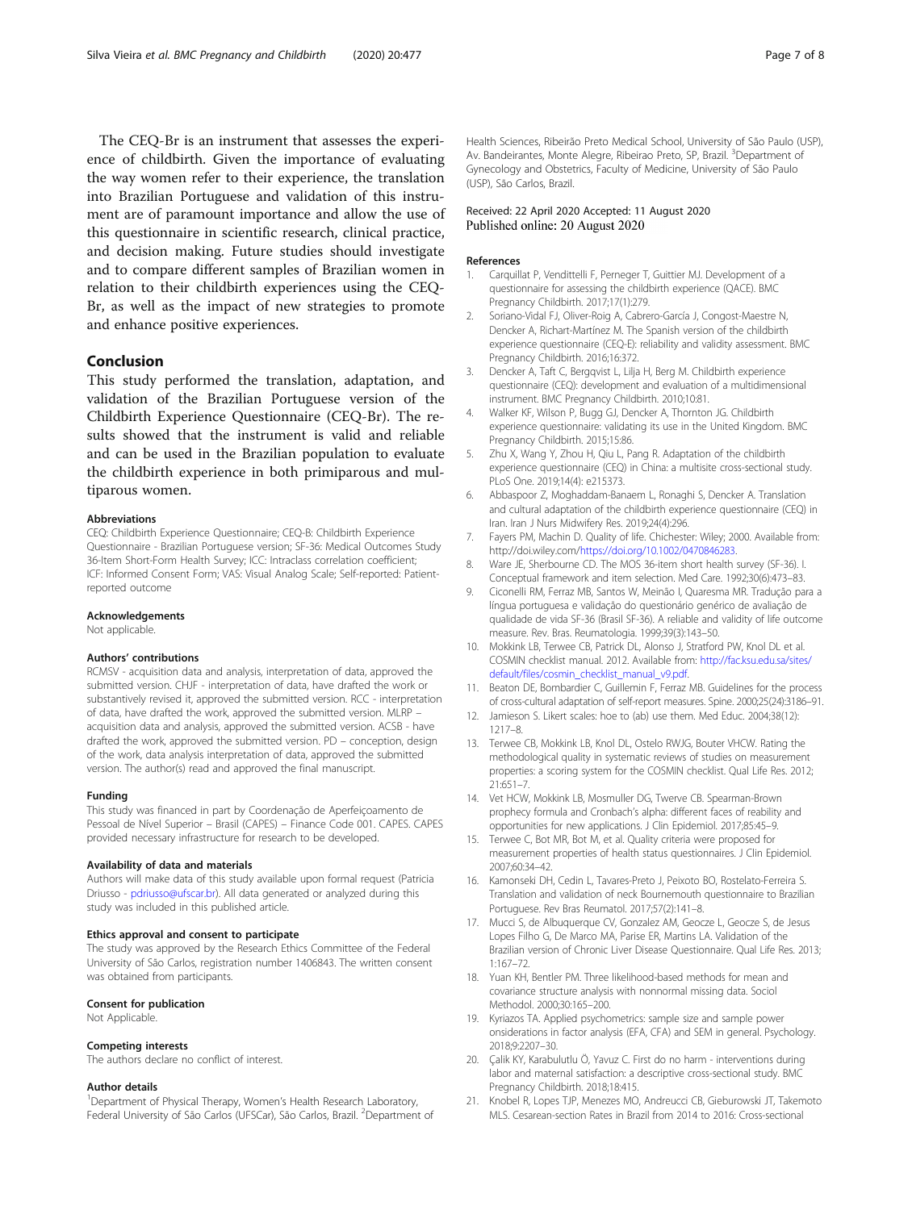The CEQ-Br is an instrument that assesses the experience of childbirth. Given the importance of evaluating the way women refer to their experience, the translation into Brazilian Portuguese and validation of this instrument are of paramount importance and allow the use of this questionnaire in scientific research, clinical practice, and decision making. Future studies should investigate and to compare different samples of Brazilian women in relation to their childbirth experiences using the CEQ-Br, as well as the impact of new strategies to promote and enhance positive experiences.

## Conclusion

This study performed the translation, adaptation, and validation of the Brazilian Portuguese version of the Childbirth Experience Questionnaire (CEQ-Br). The results showed that the instrument is valid and reliable and can be used in the Brazilian population to evaluate the childbirth experience in both primiparous and multiparous women.

### Abbreviations

CEQ: Childbirth Experience Questionnaire; CEQ-B: Childbirth Experience Questionnaire - Brazilian Portuguese version; SF-36: Medical Outcomes Study 36-Item Short-Form Health Survey; ICC: Intraclass correlation coefficient; ICF: Informed Consent Form; VAS: Visual Analog Scale; Self-reported: Patient-reported outcome

### Acknowledgements

Not applicable.

### Authors' contributions

RCMSV - acquisition data and analysis, interpretation of data, approved the submitted version. CHJF - interpretation of data, have drafted the work or substantively revised it, approved the submitted version. RCC - interpretation of data, have drafted the work, approved the submitted version. MLRP – acquisition data and analysis, approved the submitted version. ACSB - have drafted the work, approved the submitted version. PD – conception, design of the work, data analysis interpretation of data, approved the submitted version. The author(s) read and approved the final manuscript.

### Funding

This study was financed in part by Coordenação de Aperfeiçoamento de Pessoal de Nível Superior – Brasil (CAPES) – Finance Code 001. CAPES. CAPES provided necessary infrastructure for research to be developed.

### Availability of data and materials

Authors will make data of this study available upon formal request (Patricia Driusso - pdriusso@ufscar.br). All data generated or analyzed during this study was included in this published article.

### Ethics approval and consent to participate

The study was approved by the Research Ethics Committee of the Federal University of São Carlos, registration number 1406843. The written consent was obtained from participants.

### Consent for publication

Not Applicable.

### Competing interests

The authors declare no conflict of interest.

### Author details

[1]Department of Physical Therapy, Women's Health Research Laboratory, Federal University of São Carlos (UFSCar), São Carlos, Brazil. [2]Department of Health Sciences, Ribeirão Preto Medical School, University of São Paulo (USP), Av. Bandeirantes, Monte Alegre, Ribeirao Preto, SP, Brazil. [3]Department of Gynecology and Obstetrics, Faculty of Medicine, University of São Paulo (USP), São Carlos, Brazil.

Received: 22 April 2020 Accepted: 11 August 2020
Published online: 20 August 2020

### References

1. Carquillat P, Vendittelli F, Perneger T, Guittier MJ. Development of a questionnaire for assessing the childbirth experience (QACE). BMC Pregnancy Childbirth. 2017;17(1):279.
2. Soriano-Vidal FJ, Oliver-Roig A, Cabrero-García J, Congost-Maestre N, Dencker A, Richart-Martínez M. The Spanish version of the childbirth experience questionnaire (CEQ-E): reliability and validity assessment. BMC Pregnancy Childbirth. 2016;16:372.
3. Dencker A, Taft C, Bergqvist L, Lilja H, Berg M. Childbirth experience questionnaire (CEQ): development and evaluation of a multidimensional instrument. BMC Pregnancy Childbirth. 2010;10:81.
4. Walker KF, Wilson P, Bugg GJ, Dencker A, Thornton JG. Childbirth experience questionnaire: validating its use in the United Kingdom. BMC Pregnancy Childbirth. 2015;15:86.
5. Zhu X, Wang Y, Zhou H, Qiu L, Pang R. Adaptation of the childbirth experience questionnaire (CEQ) in China: a multisite cross-sectional study. PLoS One. 2019;14(4): e215373.
6. Abbaspoor Z, Moghaddam-Banaem L, Ronaghi S, Dencker A. Translation and cultural adaptation of the childbirth experience questionnaire (CEQ) in Iran. Iran J Nurs Midwifery Res. 2019;24(4):296.
7. Fayers PM, Machin D. Quality of life. Chichester: Wiley; 2000. Available from: http://doi.wiley.com/https://doi.org/10.1002/0470846283.
8. Ware JE, Sherbourne CD. The MOS 36-item short health survey (SF-36). I. Conceptual framework and item selection. Med Care. 1992;30(6):473–83.
9. Ciconelli RM, Ferraz MB, Santos W, Meinão I, Quaresma MR. Tradução para a língua portuguesa e validação do questionário genérico de avaliação de qualidade de vida SF-36 (Brasil SF-36). A reliable and validity of life outcome measure. Rev. Bras. Reumatologia. 1999;39(3):143–50.
10. Mokkink LB, Terwee CB, Patrick DL, Alonso J, Stratford PW, Knol DL et al. COSMIN checklist manual. 2012. Available from: http://fac.ksu.edu.sa/sites/default/files/cosmin_checklist_manual_v9.pdf.
11. Beaton DE, Bombardier C, Guillemin F, Ferraz MB. Guidelines for the process of cross-cultural adaptation of self-report measures. Spine. 2000;25(24):3186–91.
12. Jamieson S. Likert scales: hoe to (ab) use them. Med Educ. 2004;38(12):1217–8.
13. Terwee CB, Mokkink LB, Knol DL, Ostelo RWJG, Bouter VHCW. Rating the methodological quality in systematic reviews of studies on measurement properties: a scoring system for the COSMIN checklist. Qual Life Res. 2012;21:651–7.
14. Vet HCW, Mokkink LB, Mosmuller DG, Twerve CB. Spearman-Brown prophecy formula and Cronbach's alpha: different faces of reability and opportunities for new applications. J Clin Epidemiol. 2017;85:45–9.
15. Terwee C, Bot MR, Bot M, et al. Quality criteria were proposed for measurement properties of health status questionnaires. J Clin Epidemiol. 2007;60:34–42.
16. Kamonseki DH, Cedin L, Tavares-Preto J, Peixoto BO, Rostelato-Ferreira S. Translation and validation of neck Bournemouth questionnaire to Brazilian Portuguese. Rev Bras Reumatol. 2017;57(2):141–8.
17. Mucci S, de Albuquerque CV, Gonzalez AM, Geocze L, Geocze S, de Jesus Lopes Filho G, De Marco MA, Parise ER, Martins LA. Validation of the Brazilian version of Chronic Liver Disease Questionnaire. Qual Life Res. 2013;1:167–72.
18. Yuan KH, Bentler PM. Three likelihood-based methods for mean and covariance structure analysis with nonnormal missing data. Sociol Methodol. 2000;30:165–200.
19. Kyriazos TA. Applied psychometrics: sample size and sample power onsiderations in factor analysis (EFA, CFA) and SEM in general. Psychology. 2018;9:2207–30.
20. Çalik KY, Karabulutlu Ö, Yavuz C. First do no harm - interventions during labor and maternal satisfaction: a descriptive cross-sectional study. BMC Pregnancy Childbirth. 2018;18:415.
21. Knobel R, Lopes TJP, Menezes MO, Andreucci CB, Gieburowski JT, Takemoto MLS. Cesarean-section Rates in Brazil from 2014 to 2016: Cross-sectional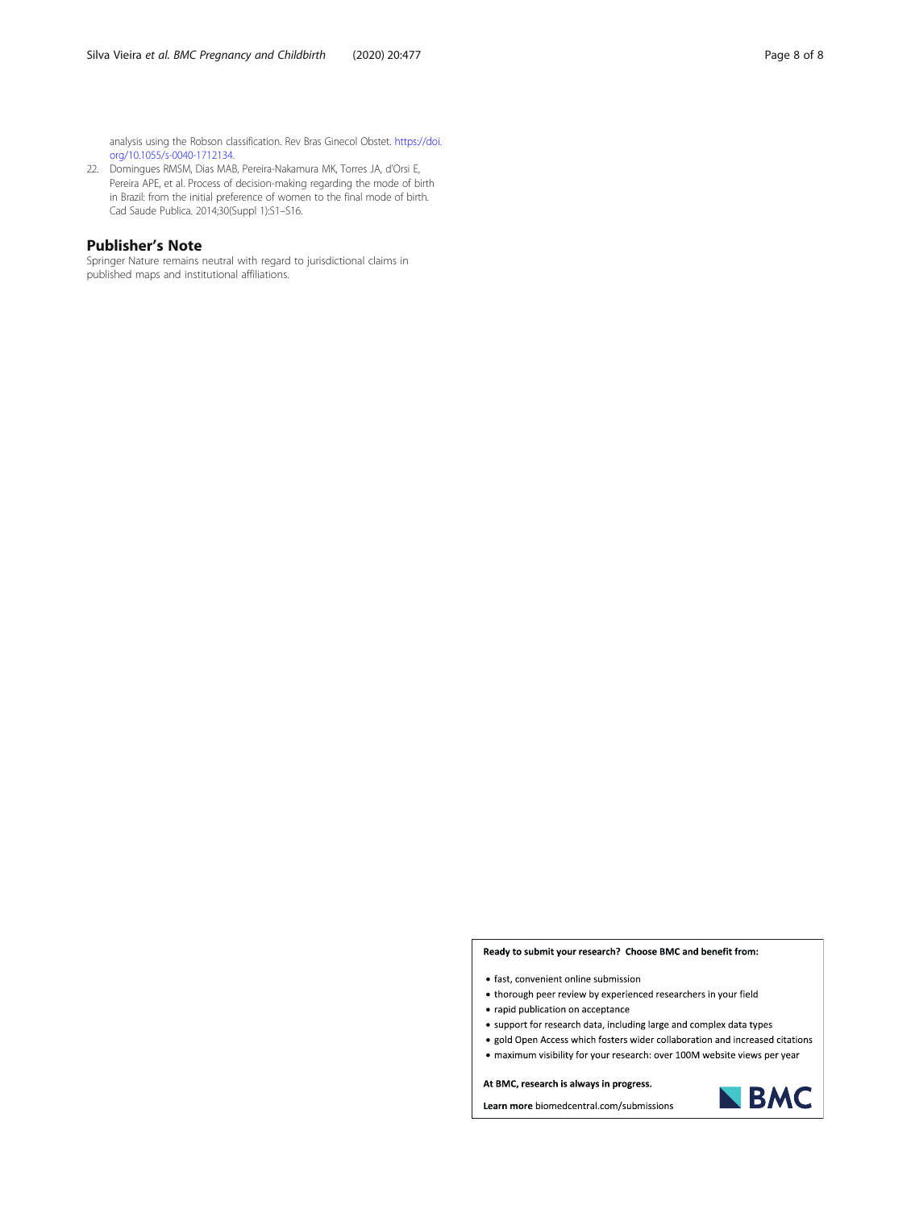analysis using the Robson classification. Rev Bras Ginecol Obstet. https://doi.org/10.1055/s-0040-1712134.

22. Domingues RMSM, Dias MAB, Pereira-Nakamura MK, Torres JA, d'Orsi E, Pereira APE, et al. Process of decision-making regarding the mode of birth in Brazil: from the initial preference of women to the final mode of birth. Cad Saude Publica. 2014;30(Suppl 1):S1–S16.

## Publisher's Note

Springer Nature remains neutral with regard to jurisdictional claims in published maps and institutional affiliations.

**Ready to submit your research? Choose BMC and benefit from:**

- fast, convenient online submission
- thorough peer review by experienced researchers in your field
- rapid publication on acceptance
- support for research data, including large and complex data types
- gold Open Access which fosters wider collaboration and increased citations
- maximum visibility for your research: over 100M website views per year

**At BMC, research is always in progress.**

**Learn more** biomedcentral.com/submissions

BMC